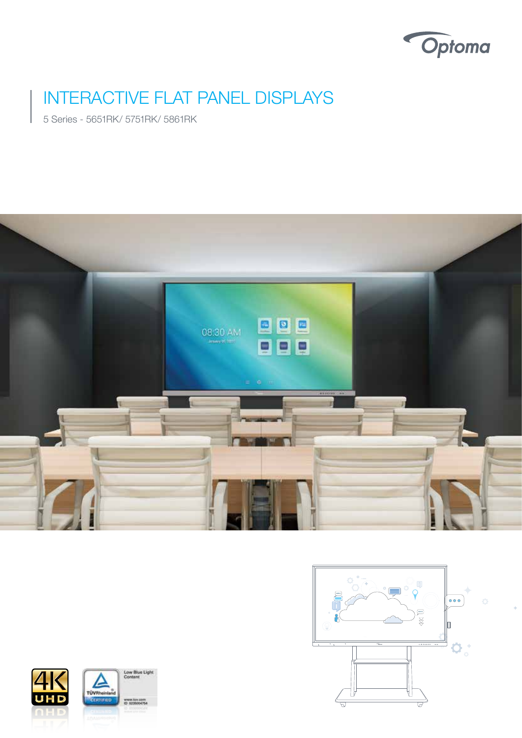Optoma

# INTERACTIVE FLAT PANEL DISPLAYS

5 Series - 5651RK/ 5751RK/ 5861RK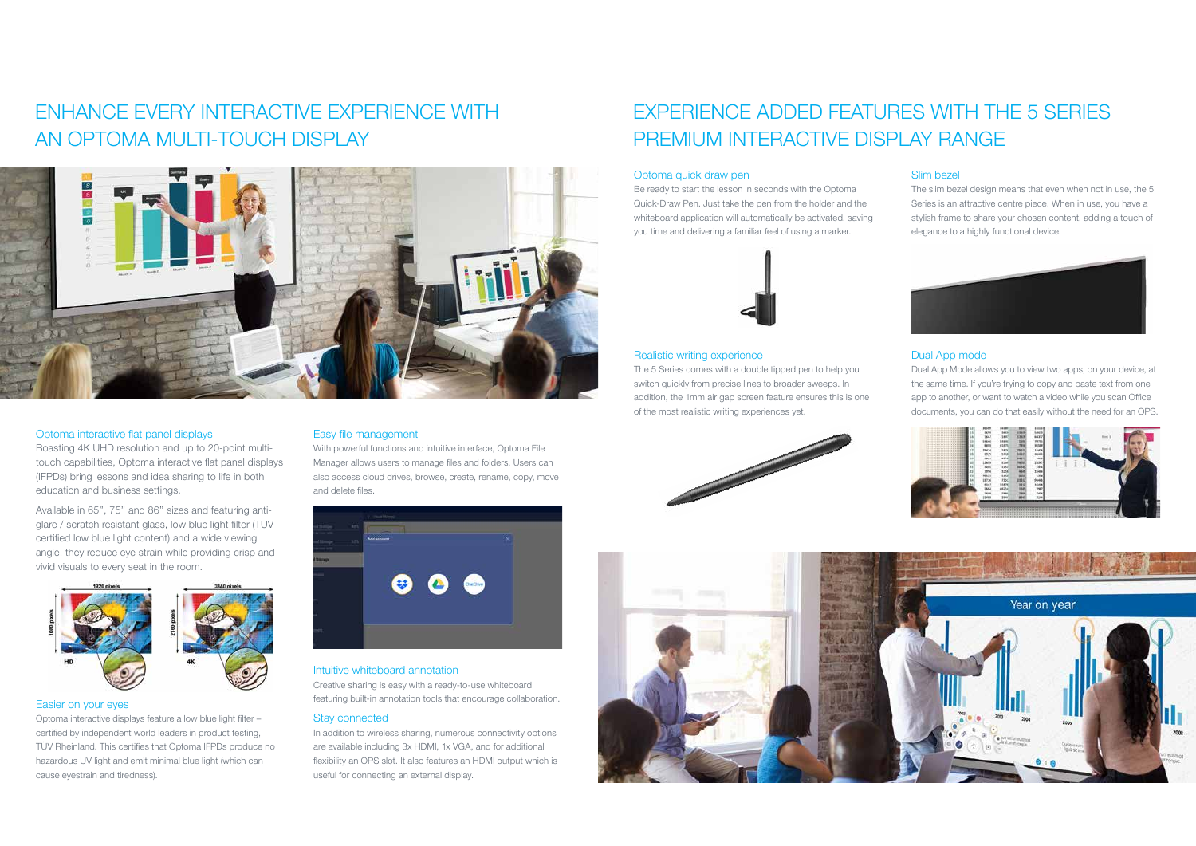# ENHANCE EVERY INTERACTIVE EXPERIENCE WITH AN OPTOMA MULTI-TOUCH DISPLAY

### Optoma interactive flat panel displays

Boasting 4K UHD resolution and up to 20-point multi-touch capabilities, Optoma interactive flat panel displays (IFPDs) bring lessons and idea sharing to life in both education and business settings.

Available in 65", 75" and 86" sizes and featuring anti-glare / scratch resistant glass, low blue light filter (TUV certified low blue light content) and a wide viewing angle, they reduce eye strain while providing crisp and vivid visuals to every seat in the room.

### Easier on your eyes

Optoma interactive displays feature a low blue light filter – certified by independent world leaders in product testing, TÜV Rheinland. This certifies that Optoma IFPDs produce no hazardous UV light and emit minimal blue light (which can cause eyestrain and tiredness).

### Easy file management

With powerful functions and intuitive interface, Optoma File Manager allows users to manage files and folders. Users can also access cloud drives, browse, create, rename, copy, move and delete files.

### Intuitive whiteboard annotation

Creative sharing is easy with a ready-to-use whiteboard featuring built-in annotation tools that encourage collaboration.

### Stay connected

In addition to wireless sharing, numerous connectivity options are available including 3x HDMI, 1x VGA, and for additional flexibility an OPS slot. It also features an HDMI output which is useful for connecting an external display.

# EXPERIENCE ADDED FEATURES WITH THE 5 SERIES PREMIUM INTERACTIVE DISPLAY RANGE

### Optoma quick draw pen

Be ready to start the lesson in seconds with the Optoma Quick-Draw Pen. Just take the pen from the holder and the whiteboard application will automatically be activated, saving you time and delivering a familiar feel of using a marker.

### Realistic writing experience

The 5 Series comes with a double tipped pen to help you switch quickly from precise lines to broader sweeps. In addition, the 1mm air gap screen feature ensures this is one of the most realistic writing experiences yet.

### Slim bezel

The slim bezel design means that even when not in use, the 5 Series is an attractive centre piece. When in use, you have a stylish frame to share your chosen content, adding a touch of elegance to a highly functional device.

### Dual App mode

Dual App Mode allows you to view two apps, on your device, at the same time. If you're trying to copy and paste text from one app to another, or want to watch a video while you scan Office documents, you can do that easily without the need for an OPS.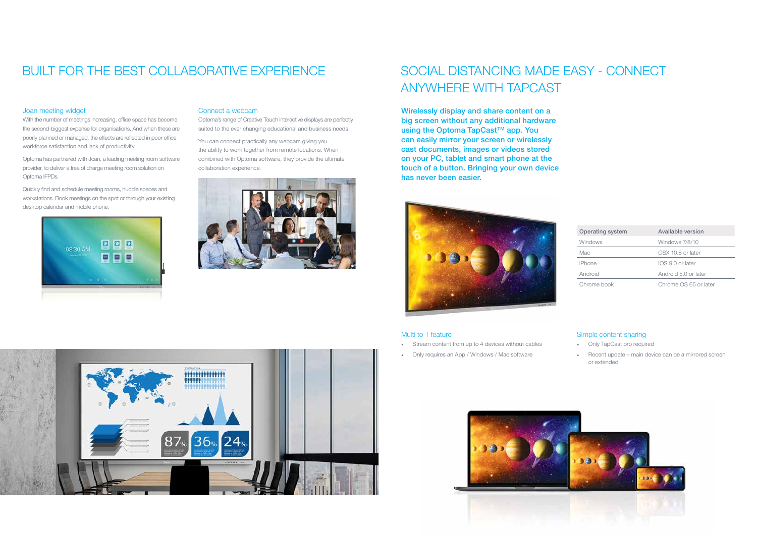# BUILT FOR THE BEST COLLABORATIVE EXPERIENCE

## Joan meeting widget

With the number of meetings increasing, office space has become the second-biggest expense for organisations. And when these are poorly planned or managed, the effects are reflected in poor office workforce satisfaction and lack of productivity.

Optoma has partnered with Joan, a leading meeting room software provider, to deliver a free of charge meeting room solution on Optoma IFPDs.

Quickly find and schedule meeting rooms, huddle spaces and workstations. Book meetings on the spot or through your existing desktop calendar and mobile phone.

## Connect a webcam

Optoma's range of Creative Touch interactive displays are perfectly suited to the ever changing educational and business needs.

You can connect practically any webcam giving you the ability to work together from remote locations. When combined with Optoma software, they provide the ultimate collaboration experience.

# SOCIAL DISTANCING MADE EASY - CONNECT ANYWHERE WITH TAPCAST

**Wirelessly display and share content on a big screen without any additional hardware using the Optoma TapCast™ app. You can easily mirror your screen or wirelessly cast documents, images or videos stored on your PC, tablet and smart phone at the touch of a button. Bringing your own device has never been easier.**

| Operating system | Available version |
| --- | --- |
| Windows | Windows 7/8/10 |
| Mac | OSX 10.8 or later |
| iPhone | IOS 9.0 or later |
| Android | Android 5.0 or later |
| Chrome book | Chrome OS 65 or later |

## Multi to 1 feature

- Stream content from up to 4 devices without cables
- Only requires an App / Windows / Mac software

## Simple content sharing

- Only TapCast pro required
- Recent update – main device can be a mirrored screen or extended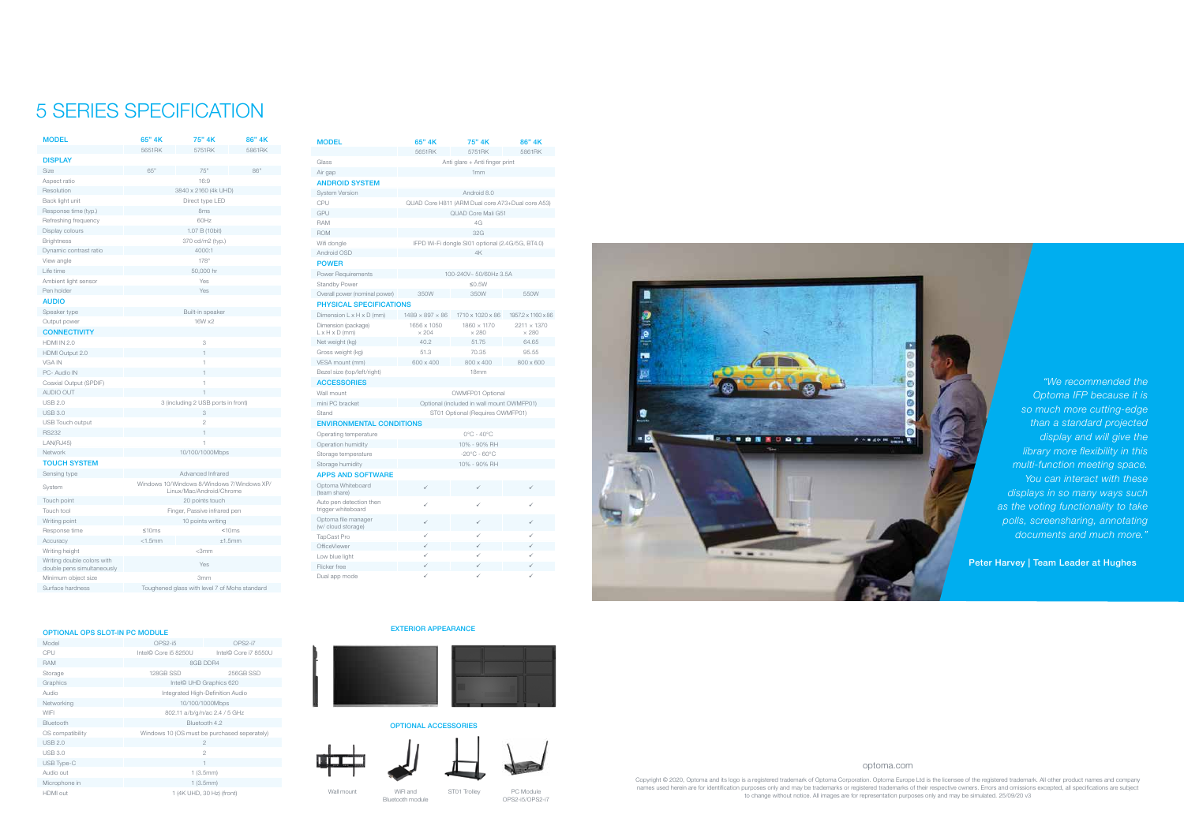# 5 SERIES SPECIFICATION

| MODEL | 65" 4K | 75" 4K | 86" 4K |
|---|---|---|---|
| | 5651RK | 5751RK | 5861RK |
| **DISPLAY** | | | |
| Size | 65" | 75" | 86" |
| Aspect ratio | 16:9 | | |
| Resolution | 3840 x 2160 (4k UHD) | | |
| Back light unit | Direct type LED | | |
| Response time (typ.) | 8ms | | |
| Refreshing frequency | 60Hz | | |
| Display colours | 1.07 B (10bit) | | |
| Brightness | 370 cd/m2 (typ.) | | |
| Dynamic contrast ratio | 4000:1 | | |
| View angle | 178° | | |
| Life time | 50,000 hr | | |
| Ambient light sensor | Yes | | |
| Pen holder | Yes | | |
| **AUDIO** | | | |
| Speaker type | Built-in speaker | | |
| Output power | 16W x2 | | |
| **CONNECTIVITY** | | | |
| HDMI IN 2.0 | 3 | | |
| HDMI Output 2.0 | 1 | | |
| VGA IN | 1 | | |
| PC- Audio IN | 1 | | |
| Coaxial Output (SPDIF) | 1 | | |
| AUDIO OUT | 1 | | |
| USB 2.0 | 3 (including 2 USB ports in front) | | |
| USB 3.0 | 3 | | |
| USB Touch output | 2 | | |
| RS232 | 1 | | |
| LAN(RJ45) | 1 | | |
| Network | 10/100/1000Mbps | | |
| **TOUCH SYSTEM** | | | |
| Sensing type | Advanced Infrared | | |
| System | Windows 10/Windows 8/Windows 7/Windows XP/ Linux/Mac/Android/Chrome | | |
| Touch point | 20 points touch | | |
| Touch tool | Finger, Passive infrared pen | | |
| Writing point | 10 points writing | | |
| Response time | ≤10ms | <10ms | |
| Accuracy | <1.5mm | ±1.5mm | |
| Writing height | <3mm | | |
| Writing double colors with double pens simultaneously | Yes | | |
| Minimum object size | 3mm | | |
| Surface hardness | Toughened glass with level 7 of Mohs standard | | |

| MODEL | 65" 4K | 75" 4K | 86" 4K |
|---|---|---|---|
| | 5651RK | 5751RK | 5861RK |
| Glass | Anti glare + Anti finger print | | |
| Air gap | 1mm | | |
| **ANDROID SYSTEM** | | | |
| System Version | Android 8.0 | | |
| CPU | QUAD Core H811 (ARM Dual core A73+Dual core A53) | | |
| GPU | QUAD Core Mali G51 | | |
| RAM | 4G | | |
| ROM | 32G | | |
| Wifi dongle | IFPD Wi-Fi dongle ST01 optional (2.4G/5G, BT4.0) | | |
| Android OSD | 4K | | |
| **POWER** | | | |
| Power Requirements | 100-240V~ 50/60Hz 3.5A | | |
| Standby Power | ≤0.5W | | |
| Overall power (nominal power) | 350W | 350W | 550W |
| **PHYSICAL SPECIFICATIONS** | | | |
| Dimension L x H x D (mm) | 1489 x 897 x 86 | 1710 x 1020 x 86 | 1957.2 x 1160 x 86 |
| Dimension (package) L x H x D (mm) | 1656 x 1050 x 204 | 1860 x 1170 x 280 | 2211 x 1370 x 280 |
| Net weight (kg) | 40.2 | 51.75 | 64.65 |
| Gross weight (kg) | 51.3 | 70.35 | 95.55 |
| VESA mount (mm) | 600 x 400 | 800 x 400 | 800 x 600 |
| Bezel size (top/left/right) | 18mm | | |
| **ACCESSORIES** | | | |
| Wall mount | OWMFP01 Optional | | |
| mini PC bracket | Optional (included in wall mount OWMFP01) | | |
| Stand | ST01 Optional (Requires OWMFP01) | | |
| **ENVIRONMENTAL CONDITIONS** | | | |
| Operating temperature | 0°C - 40°C | | |
| Operation humidity | 10% - 90% RH | | |
| Storage temperature | -20°C - 60°C | | |
| Storage humidity | 10% - 90% RH | | |
| **APPS AND SOFTWARE** | | | |
| Optoma Whiteboard (team share) | ✓ | ✓ | ✓ |
| Auto pen detection then trigger whiteboard | ✓ | ✓ | ✓ |
| Optoma file manager (w/ cloud storage) | ✓ | ✓ | ✓ |
| TapCast Pro | ✓ | ✓ | ✓ |
| OfficeViewer | ✓ | ✓ | ✓ |
| Low blue light | ✓ | ✓ | ✓ |
| Flicker free | ✓ | ✓ | ✓ |
| Dual app mode | ✓ | ✓ | ✓ |

*"We recommended the Optoma IFP because it is so much more cutting-edge than a standard projected display and will give the library more flexibility in this multi-function meeting space. You can interact with these displays in so many ways such as the voting functionality to take polls, screensharing, annotating documents and much more."*

**Peter Harvey | Team Leader at Hughes**

## OPTIONAL OPS SLOT-IN PC MODULE

| Model | OPS2-i5 | OPS2-i7 |
|---|---|---|
| CPU | Intel® Core i5 8250U | Intel® Core i7 8550U |
| RAM | 8GB DDR4 | |
| Storage | 128GB SSD | 256GB SSD |
| Graphics | Intel® UHD Graphics 620 | |
| Audio | Integrated High-Definition Audio | |
| Networking | 10/100/1000Mbps | |
| WiFi | 802.11 a/b/g/n/ac 2.4 / 5 GHz | |
| Bluetooth | Bluetooth 4.2 | |
| OS compatibility | Windows 10 (OS must be purchased seperately) | |
| USB 2.0 | 2 | |
| USB 3.0 | 2 | |
| USB Type-C | 1 | |
| Audio out | 1 (3.5mm) | |
| Microphone in | 1 (3.5mm) | |
| HDMI out | 1 (4K UHD, 30 Hz) (front) | |

## EXTERIOR APPEARANCE

## OPTIONAL ACCESSORIES

Wall mount

WiFi and Bluetooth module

ST01 Trolley

PC Module OPS2-i5/OPS2-i7

optoma.com

Copyright © 2020, Optoma and its logo is a registered trademark of Optoma Corporation. Optoma Europe Ltd is the licensee of the registered trademark. All other product names and company names used herein are for identification purposes only and may be trademarks or registered trademarks of their respective owners. Errors and omissions excepted, all specifications are subject to change without notice. All images are for representation purposes only and may be simulated. 25/09/20 v3